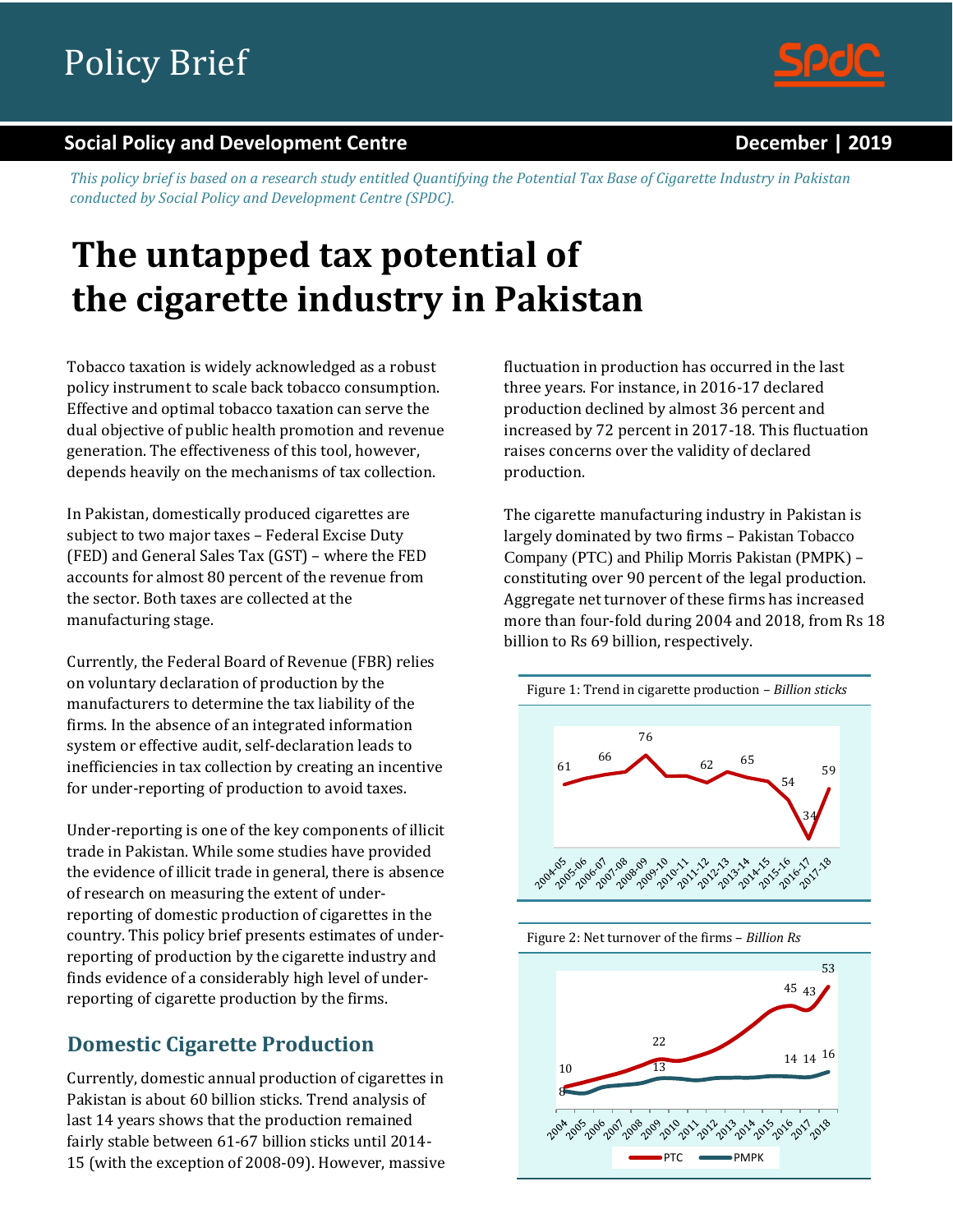# Policy Brief

**Social Policy and Development Centre** **December | 2019**

*This policy brief is based on a research study entitled Quantifying the Potential Tax Base of Cigarette Industry in Pakistan conducted by Social Policy and Development Centre (SPDC).*

# The untapped tax potential of the cigarette industry in Pakistan

Tobacco taxation is widely acknowledged as a robust policy instrument to scale back tobacco consumption. Effective and optimal tobacco taxation can serve the dual objective of public health promotion and revenue generation. The effectiveness of this tool, however, depends heavily on the mechanisms of tax collection.

In Pakistan, domestically produced cigarettes are subject to two major taxes – Federal Excise Duty (FED) and General Sales Tax (GST) – where the FED accounts for almost 80 percent of the revenue from the sector. Both taxes are collected at the manufacturing stage.

Currently, the Federal Board of Revenue (FBR) relies on voluntary declaration of production by the manufacturers to determine the tax liability of the firms. In the absence of an integrated information system or effective audit, self-declaration leads to inefficiencies in tax collection by creating an incentive for under-reporting of production to avoid taxes.

Under-reporting is one of the key components of illicit trade in Pakistan. While some studies have provided the evidence of illicit trade in general, there is absence of research on measuring the extent of under-reporting of domestic production of cigarettes in the country. This policy brief presents estimates of under-reporting of production by the cigarette industry and finds evidence of a considerably high level of under-reporting of cigarette production by the firms.

## Domestic Cigarette Production

Currently, domestic annual production of cigarettes in Pakistan is about 60 billion sticks. Trend analysis of last 14 years shows that the production remained fairly stable between 61-67 billion sticks until 2014-15 (with the exception of 2008-09). However, massive fluctuation in production has occurred in the last three years. For instance, in 2016-17 declared production declined by almost 36 percent and increased by 72 percent in 2017-18. This fluctuation raises concerns over the validity of declared production.

The cigarette manufacturing industry in Pakistan is largely dominated by two firms – Pakistan Tobacco Company (PTC) and Philip Morris Pakistan (PMPK) – constituting over 90 percent of the legal production. Aggregate net turnover of these firms has increased more than four-fold during 2004 and 2018, from Rs 18 billion to Rs 69 billion, respectively.

Figure 1: Trend in cigarette production – *Billion sticks*

Figure 2: Net turnover of the firms – *Billion Rs*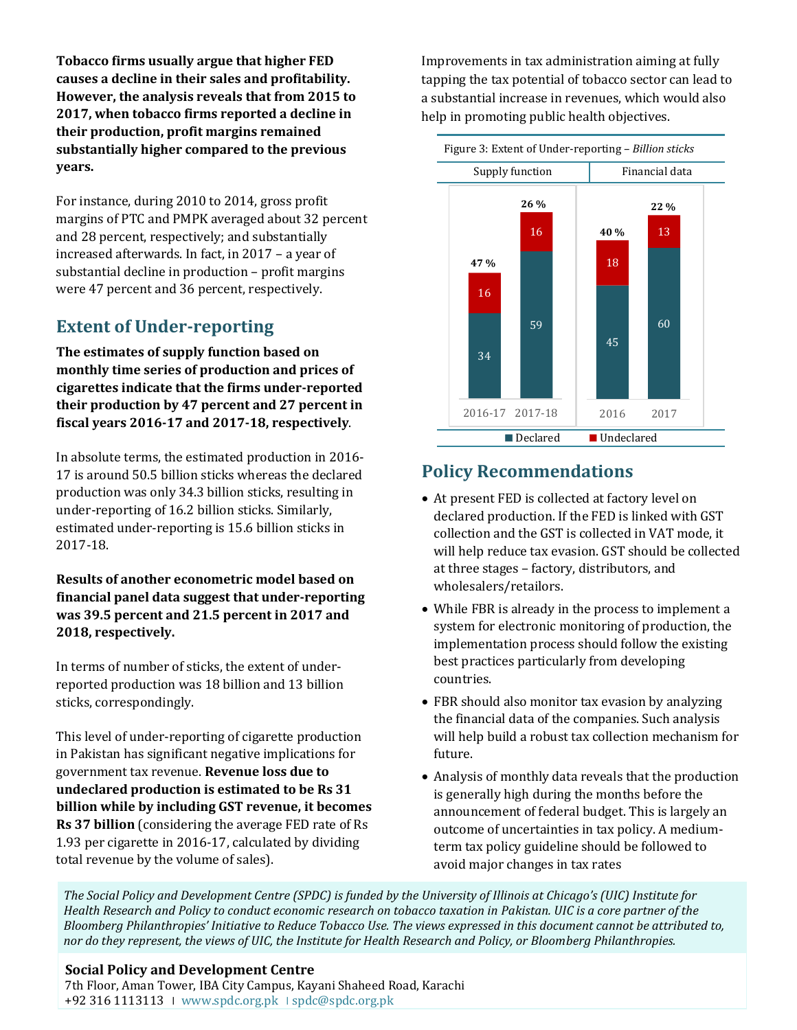**Tobacco firms usually argue that higher FED causes a decline in their sales and profitability. However, the analysis reveals that from 2015 to 2017, when tobacco firms reported a decline in their production, profit margins remained substantially higher compared to the previous years.**

For instance, during 2010 to 2014, gross profit margins of PTC and PMPK averaged about 32 percent and 28 percent, respectively; and substantially increased afterwards. In fact, in 2017 – a year of substantial decline in production – profit margins were 47 percent and 36 percent, respectively.

## Extent of Under-reporting

**The estimates of supply function based on monthly time series of production and prices of cigarettes indicate that the firms under-reported their production by 47 percent and 27 percent in fiscal years 2016-17 and 2017-18, respectively**.

In absolute terms, the estimated production in 2016-17 is around 50.5 billion sticks whereas the declared production was only 34.3 billion sticks, resulting in under-reporting of 16.2 billion sticks. Similarly, estimated under-reporting is 15.6 billion sticks in 2017-18.

**Results of another econometric model based on financial panel data suggest that under-reporting was 39.5 percent and 21.5 percent in 2017 and 2018, respectively.**

In terms of number of sticks, the extent of under-reported production was 18 billion and 13 billion sticks, correspondingly.

This level of under-reporting of cigarette production in Pakistan has significant negative implications for government tax revenue. **Revenue loss due to undeclared production is estimated to be Rs 31 billion while by including GST revenue, it becomes Rs 37 billion** (considering the average FED rate of Rs 1.93 per cigarette in 2016-17, calculated by dividing total revenue by the volume of sales).

Improvements in tax administration aiming at fully tapping the tax potential of tobacco sector can lead to a substantial increase in revenues, which would also help in promoting public health objectives.

Figure 3: Extent of Under-reporting – *Billion sticks*

Supply function
2016-17: 34, 16, 47 %
2017-18: 59, 16, 26 %

Financial data
2016: 45, 18, 40 %
2017: 60, 13, 22 %

Declared
Undeclared

## Policy Recommendations

- At present FED is collected at factory level on declared production. If the FED is linked with GST collection and the GST is collected in VAT mode, it will help reduce tax evasion. GST should be collected at three stages – factory, distributors, and wholesalers/retailers.
- While FBR is already in the process to implement a system for electronic monitoring of production, the implementation process should follow the existing best practices particularly from developing countries.
- FBR should also monitor tax evasion by analyzing the financial data of the companies. Such analysis will help build a robust tax collection mechanism for future.
- Analysis of monthly data reveals that the production is generally high during the months before the announcement of federal budget. This is largely an outcome of uncertainties in tax policy. A medium-term tax policy guideline should be followed to avoid major changes in tax rates

*The Social Policy and Development Centre (SPDC) is funded by the University of Illinois at Chicago's (UIC) Institute for Health Research and Policy to conduct economic research on tobacco taxation in Pakistan. UIC is a core partner of the Bloomberg Philanthropies' Initiative to Reduce Tobacco Use. The views expressed in this document cannot be attributed to, nor do they represent, the views of UIC, the Institute for Health Research and Policy, or Bloomberg Philanthropies.*

**Social Policy and Development Centre**
7th Floor, Aman Tower, IBA City Campus, Kayani Shaheed Road, Karachi
+92 316 1113113 | www.spdc.org.pk | spdc@spdc.org.pk